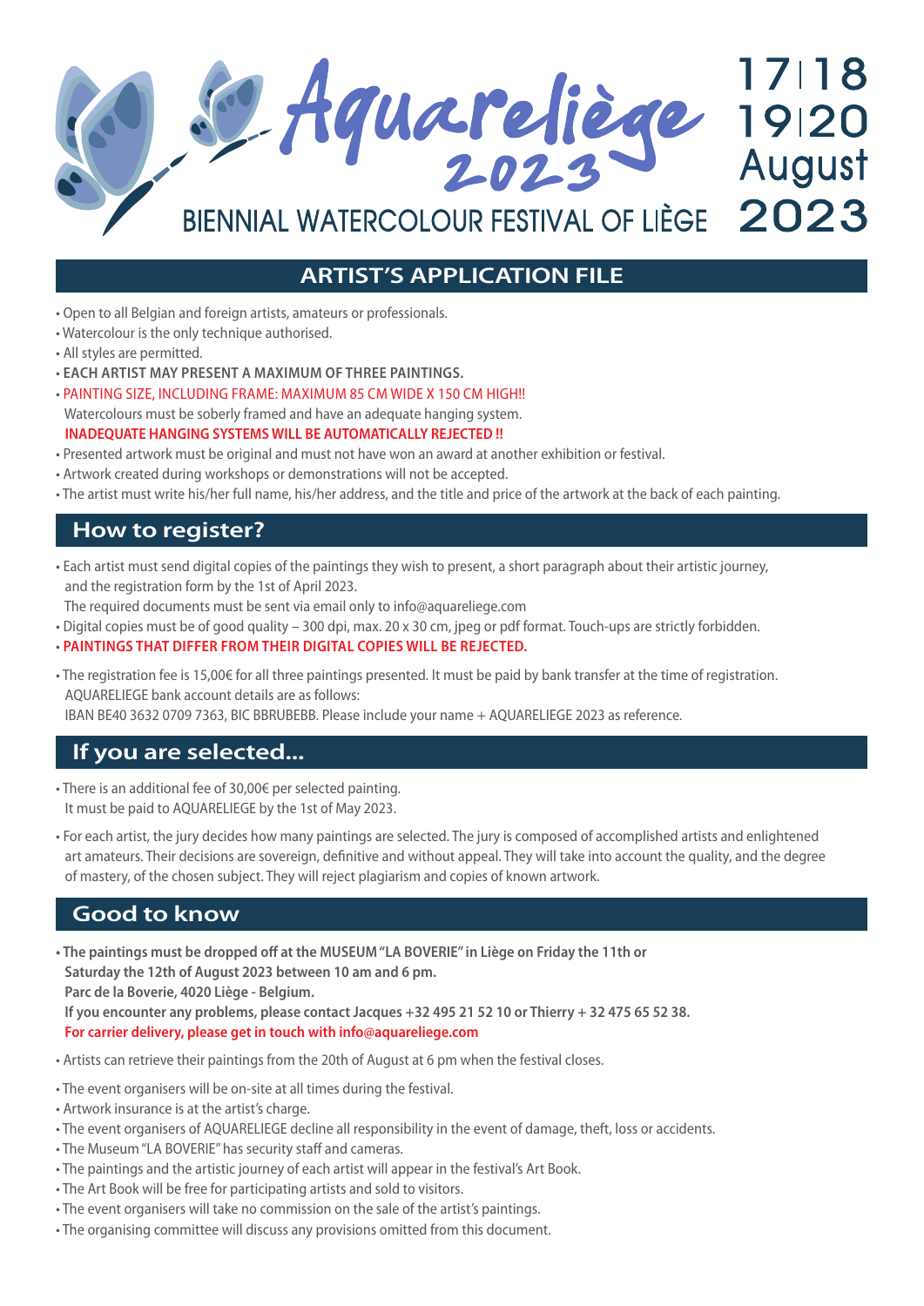# Aquareliège 2023

## BIENNIAL WATERCOLOUR FESTIVAL OF LIÈGE

17 | 18
19 | 20
August
2023

## ARTIST'S APPLICATION FILE

- Open to all Belgian and foreign artists, amateurs or professionals.
- Watercolour is the only technique authorised.
- All styles are permitted.
- **EACH ARTIST MAY PRESENT A MAXIMUM OF THREE PAINTINGS.**
- PAINTING SIZE, INCLUDING FRAME: MAXIMUM 85 CM WIDE X 150 CM HIGH!!
  Watercolours must be soberly framed and have an adequate hanging system.
  **INADEQUATE HANGING SYSTEMS WILL BE AUTOMATICALLY REJECTED !!**
- Presented artwork must be original and must not have won an award at another exhibition or festival.
- Artwork created during workshops or demonstrations will not be accepted.
- The artist must write his/her full name, his/her address, and the title and price of the artwork at the back of each painting.

## How to register?

- Each artist must send digital copies of the paintings they wish to present, a short paragraph about their artistic journey, and the registration form by the 1st of April 2023.
  The required documents must be sent via email only to info@aquareliege.com
- Digital copies must be of good quality – 300 dpi, max. 20 x 30 cm, jpeg or pdf format. Touch-ups are strictly forbidden.
- **PAINTINGS THAT DIFFER FROM THEIR DIGITAL COPIES WILL BE REJECTED.**
- The registration fee is 15,00€ for all three paintings presented. It must be paid by bank transfer at the time of registration.
  AQUARELIEGE bank account details are as follows:
  IBAN BE40 3632 0709 7363, BIC BBRUBEBB. Please include your name + AQUARELIEGE 2023 as reference.

## If you are selected...

- There is an additional fee of 30,00€ per selected painting.
  It must be paid to AQUARELIEGE by the 1st of May 2023.
- For each artist, the jury decides how many paintings are selected. The jury is composed of accomplished artists and enlightened art amateurs. Their decisions are sovereign, definitive and without appeal. They will take into account the quality, and the degree of mastery, of the chosen subject. They will reject plagiarism and copies of known artwork.

## Good to know

- **The paintings must be dropped off at the MUSEUM "LA BOVERIE" in Liège on Friday the 11th or Saturday the 12th of August 2023 between 10 am and 6 pm.**
  **Parc de la Boverie, 4020 Liège - Belgium.**
  **If you encounter any problems, please contact Jacques +32 495 21 52 10 or Thierry + 32 475 65 52 38.**
  **For carrier delivery, please get in touch with info@aquareliege.com**
- Artists can retrieve their paintings from the 20th of August at 6 pm when the festival closes.
- The event organisers will be on-site at all times during the festival.
- Artwork insurance is at the artist's charge.
- The event organisers of AQUARELIEGE decline all responsibility in the event of damage, theft, loss or accidents.
- The Museum "LA BOVERIE" has security staff and cameras.
- The paintings and the artistic journey of each artist will appear in the festival's Art Book.
- The Art Book will be free for participating artists and sold to visitors.
- The event organisers will take no commission on the sale of the artist's paintings.
- The organising committee will discuss any provisions omitted from this document.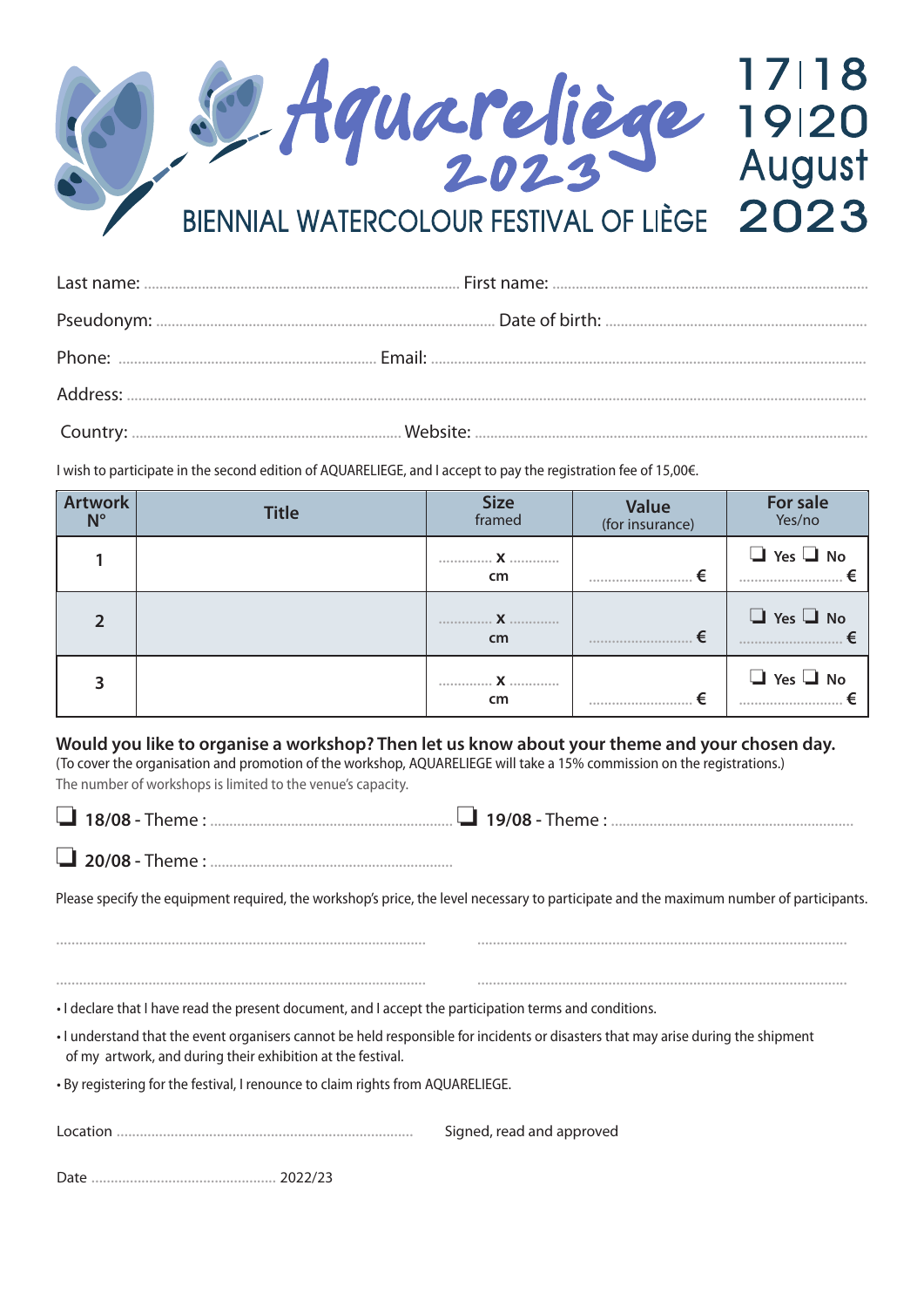# Aquareliège 2023

## BIENNIAL WATERCOLOUR FESTIVAL OF LIÈGE

17 | 18 19 | 20 August 2023

Last name: ................................ First name: ................................

Pseudonym: ................................ Date of birth: ................................

Phone: ................................ Email: ................................

Address: ................................................................

Country: ................................ Website: ................................

I wish to participate in the second edition of AQUARELIEGE, and I accept to pay the registration fee of 15,00€.

| Artwork N° | Title | Size framed | Value (for insurance) | For sale Yes/no |
|---|---|---|---|---|
| 1 | | ............ x ............ cm | ........................ € | ❑ Yes ❑ No ........................ € |
| 2 | | ............ x ............ cm | ........................ € | ❑ Yes ❑ No ........................ € |
| 3 | | ............ x ............ cm | ........................ € | ❑ Yes ❑ No ........................ € |

**Would you like to organise a workshop? Then let us know about your theme and your chosen day.**
(To cover the organisation and promotion of the workshop, AQUARELIEGE will take a 15% commission on the registrations.)
The number of workshops is limited to the venue's capacity.

❑ **18/08** - Theme : ................................ ❑ **19/08** - Theme : ................................

❑ **20/08** - Theme : ................................

Please specify the equipment required, the workshop's price, the level necessary to participate and the maximum number of participants.

................................................................ ................................................................

................................................................ ................................................................

- I declare that I have read the present document, and I accept the participation terms and conditions.
- I understand that the event organisers cannot be held responsible for incidents or disasters that may arise during the shipment of my artwork, and during their exhibition at the festival.
- By registering for the festival, I renounce to claim rights from AQUARELIEGE.

Location ................................ Signed, read and approved

Date ................................ 2022/23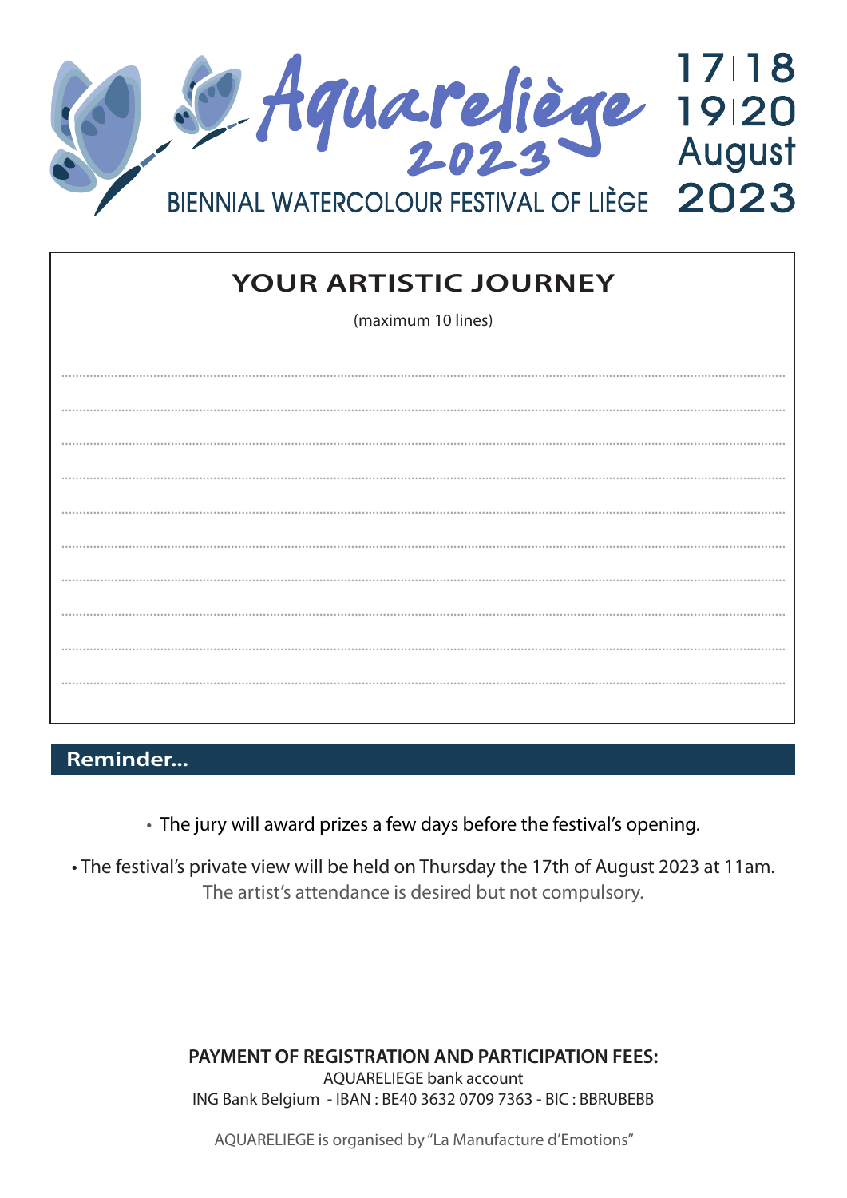# Aquareliège 2023

BIENNIAL WATERCOLOUR FESTIVAL OF LIÈGE

17 | 18
19 | 20
August
2023

## YOUR ARTISTIC JOURNEY

(maximum 10 lines)

..........................................................................................................................................

..........................................................................................................................................

..........................................................................................................................................

..........................................................................................................................................

..........................................................................................................................................

..........................................................................................................................................

..........................................................................................................................................

..........................................................................................................................................

..........................................................................................................................................

..........................................................................................................................................

## Reminder...

- The jury will award prizes a few days before the festival's opening.
- The festival's private view will be held on Thursday the 17th of August 2023 at 11am.
  The artist's attendance is desired but not compulsory.

**PAYMENT OF REGISTRATION AND PARTICIPATION FEES:**
AQUARELIEGE bank account
ING Bank Belgium - IBAN : BE40 3632 0709 7363 - BIC : BBRUBEBB

AQUARELIEGE is organised by "La Manufacture d'Emotions"